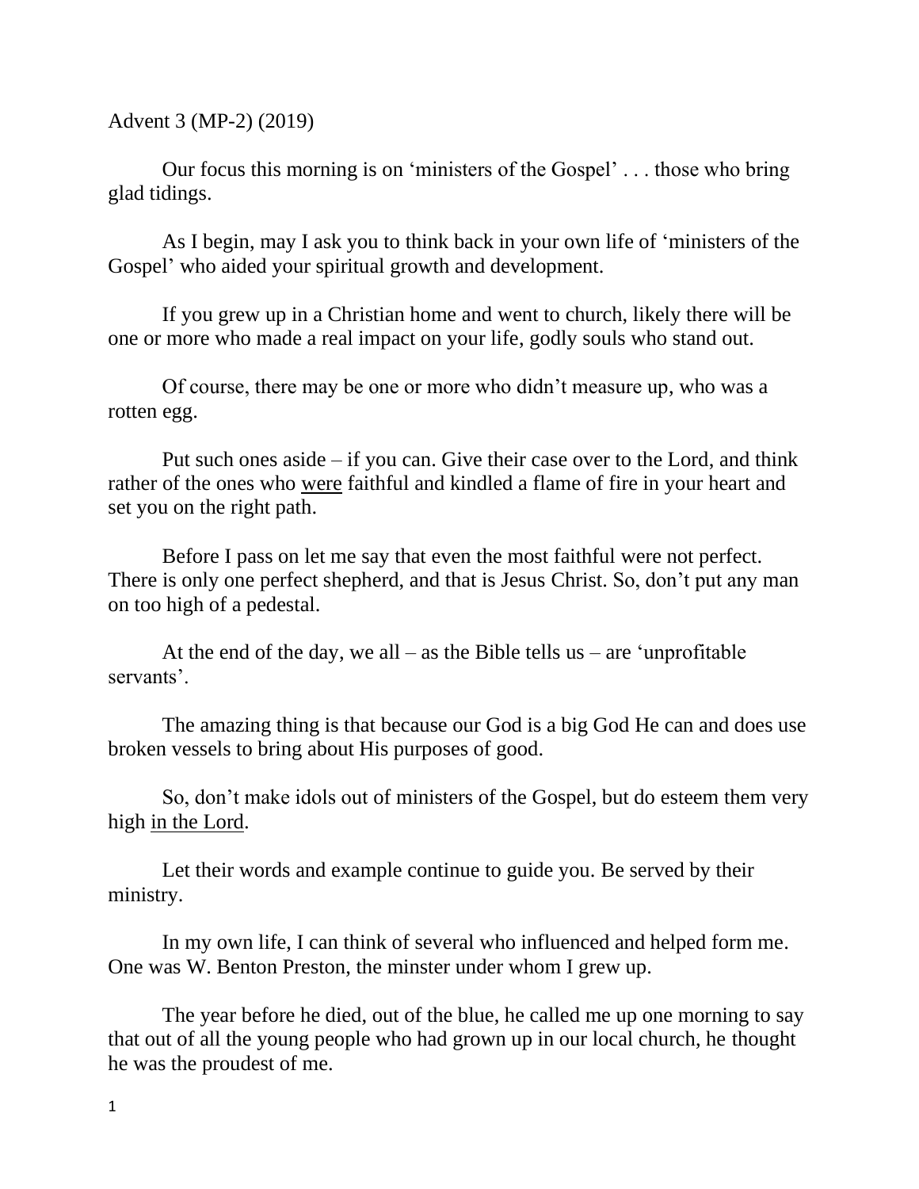Advent 3 (MP-2) (2019)

Our focus this morning is on 'ministers of the Gospel' . . . those who bring glad tidings.

As I begin, may I ask you to think back in your own life of 'ministers of the Gospel' who aided your spiritual growth and development.

If you grew up in a Christian home and went to church, likely there will be one or more who made a real impact on your life, godly souls who stand out.

Of course, there may be one or more who didn't measure up, who was a rotten egg.

Put such ones aside – if you can. Give their case over to the Lord, and think rather of the ones who <u>were</u> faithful and kindled a flame of fire in your heart and set you on the right path.

Before I pass on let me say that even the most faithful were not perfect. There is only one perfect shepherd, and that is Jesus Christ. So, don't put any man on too high of a pedestal.

At the end of the day, we all – as the Bible tells us – are 'unprofitable servants'.

The amazing thing is that because our God is a big God He can and does use broken vessels to bring about His purposes of good.

So, don't make idols out of ministers of the Gospel, but do esteem them very high <u>in the Lord</u>.

Let their words and example continue to guide you. Be served by their ministry.

In my own life, I can think of several who influenced and helped form me. One was W. Benton Preston, the minster under whom I grew up.

The year before he died, out of the blue, he called me up one morning to say that out of all the young people who had grown up in our local church, he thought he was the proudest of me.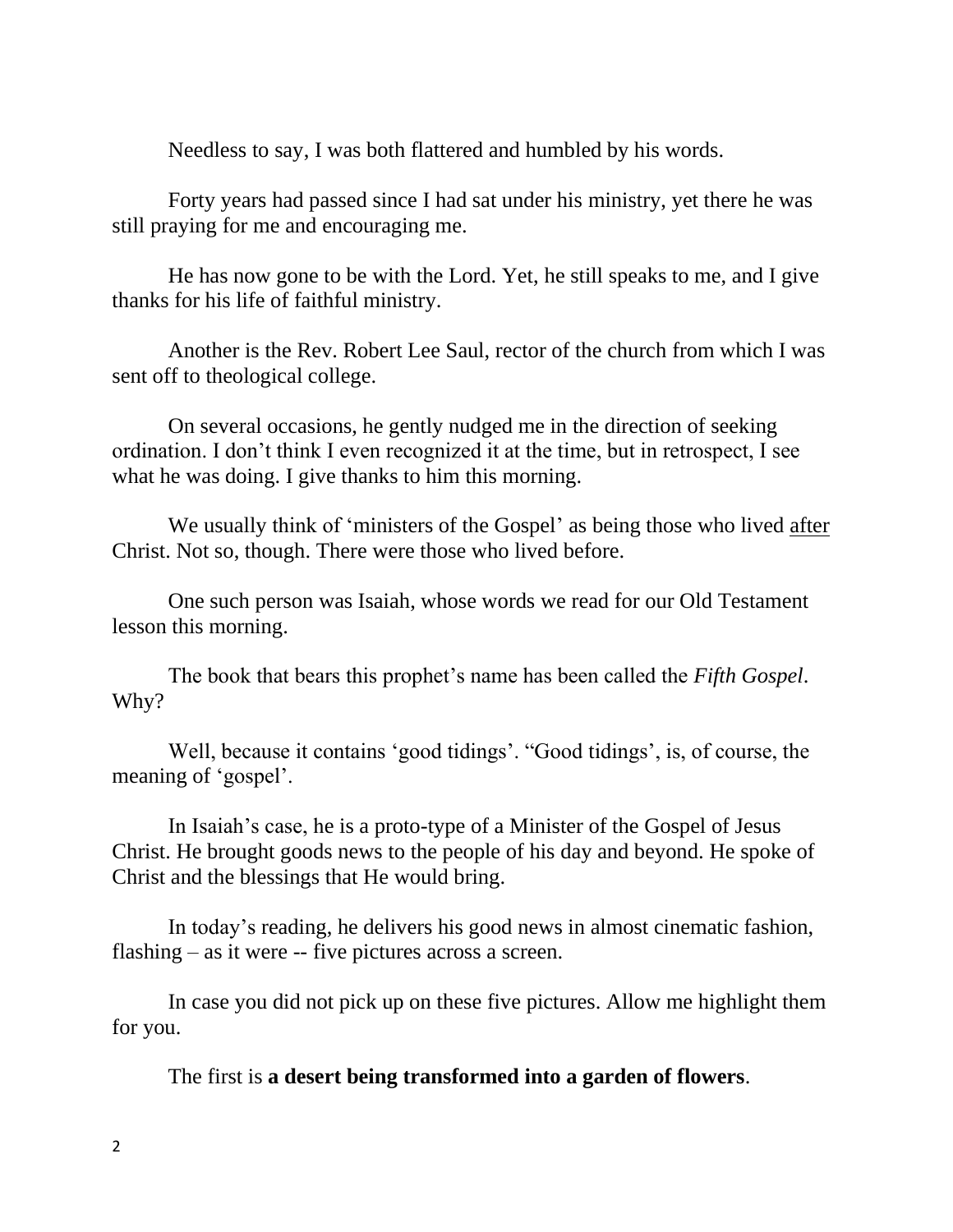Needless to say, I was both flattered and humbled by his words.

Forty years had passed since I had sat under his ministry, yet there he was still praying for me and encouraging me.

He has now gone to be with the Lord. Yet, he still speaks to me, and I give thanks for his life of faithful ministry.

Another is the Rev. Robert Lee Saul, rector of the church from which I was sent off to theological college.

On several occasions, he gently nudged me in the direction of seeking ordination. I don't think I even recognized it at the time, but in retrospect, I see what he was doing. I give thanks to him this morning.

We usually think of 'ministers of the Gospel' as being those who lived <u>after</u> Christ. Not so, though. There were those who lived before.

One such person was Isaiah, whose words we read for our Old Testament lesson this morning.

The book that bears this prophet's name has been called the *Fifth Gospel*. Why?

Well, because it contains 'good tidings'. "Good tidings', is, of course, the meaning of 'gospel'.

In Isaiah's case, he is a proto-type of a Minister of the Gospel of Jesus Christ. He brought goods news to the people of his day and beyond. He spoke of Christ and the blessings that He would bring.

In today's reading, he delivers his good news in almost cinematic fashion, flashing – as it were -- five pictures across a screen.

In case you did not pick up on these five pictures. Allow me highlight them for you.

The first is **a desert being transformed into a garden of flowers**.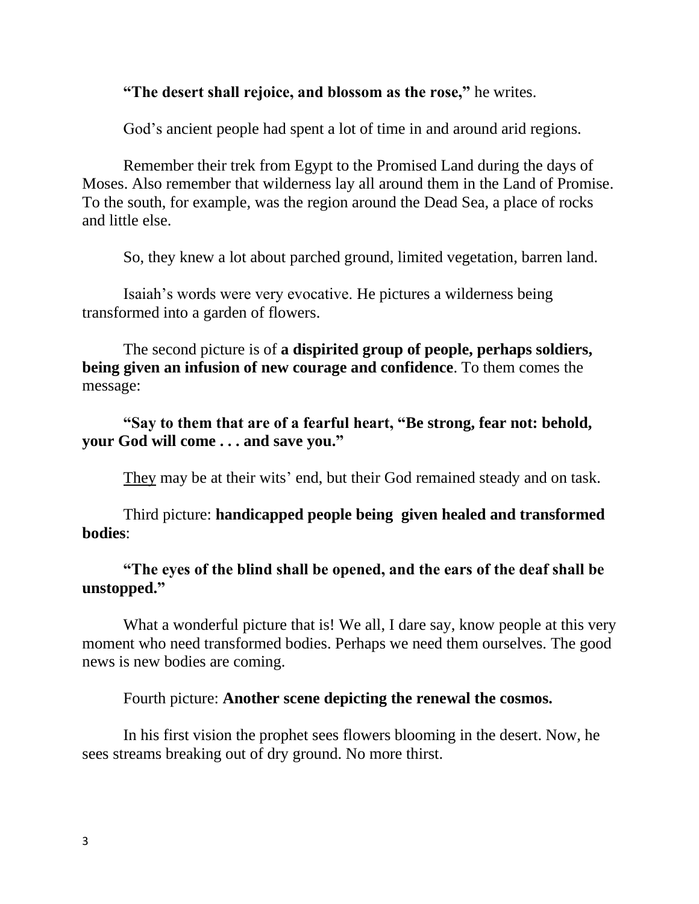**“The desert shall rejoice, and blossom as the rose,”** he writes.

God’s ancient people had spent a lot of time in and around arid regions.

Remember their trek from Egypt to the Promised Land during the days of Moses. Also remember that wilderness lay all around them in the Land of Promise. To the south, for example, was the region around the Dead Sea, a place of rocks and little else.

So, they knew a lot about parched ground, limited vegetation, barren land.

Isaiah’s words were very evocative. He pictures a wilderness being transformed into a garden of flowers.

The second picture is of **a dispirited group of people, perhaps soldiers, being given an infusion of new courage and confidence**. To them comes the message:

**“Say to them that are of a fearful heart, “Be strong, fear not: behold, your God will come . . . and save you.”**

<u>They</u> may be at their wits’ end, but their God remained steady and on task.

Third picture: **handicapped people being given healed and transformed bodies**:

**“The eyes of the blind shall be opened, and the ears of the deaf shall be unstopped.”**

What a wonderful picture that is! We all, I dare say, know people at this very moment who need transformed bodies. Perhaps we need them ourselves. The good news is new bodies are coming.

Fourth picture: **Another scene depicting the renewal the cosmos.**

In his first vision the prophet sees flowers blooming in the desert. Now, he sees streams breaking out of dry ground. No more thirst.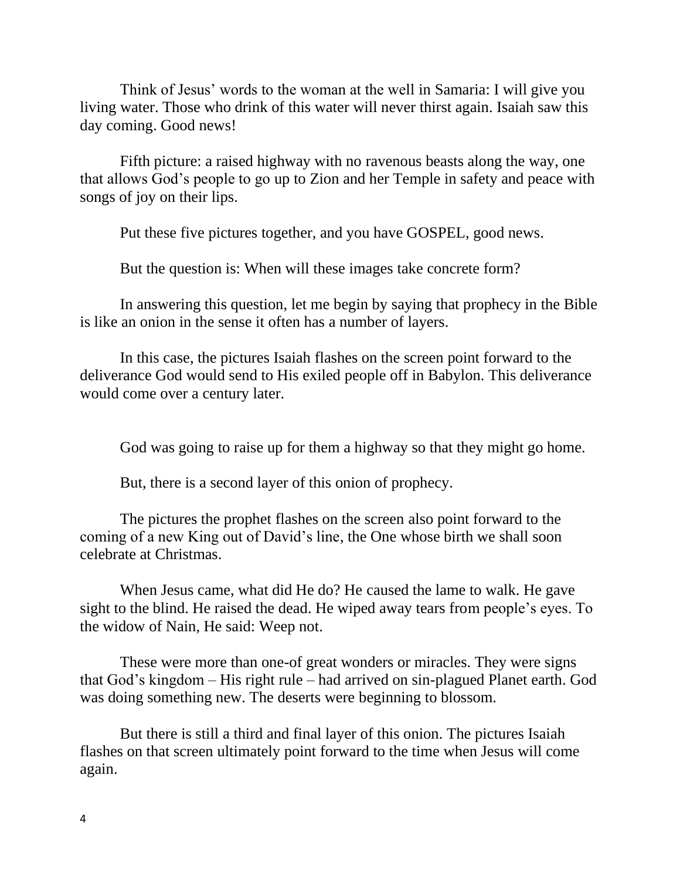Think of Jesus' words to the woman at the well in Samaria: I will give you living water. Those who drink of this water will never thirst again. Isaiah saw this day coming. Good news!

Fifth picture: a raised highway with no ravenous beasts along the way, one that allows God's people to go up to Zion and her Temple in safety and peace with songs of joy on their lips.

Put these five pictures together, and you have GOSPEL, good news.

But the question is: When will these images take concrete form?

In answering this question, let me begin by saying that prophecy in the Bible is like an onion in the sense it often has a number of layers.

In this case, the pictures Isaiah flashes on the screen point forward to the deliverance God would send to His exiled people off in Babylon. This deliverance would come over a century later.

God was going to raise up for them a highway so that they might go home.

But, there is a second layer of this onion of prophecy.

The pictures the prophet flashes on the screen also point forward to the coming of a new King out of David's line, the One whose birth we shall soon celebrate at Christmas.

When Jesus came, what did He do? He caused the lame to walk. He gave sight to the blind. He raised the dead. He wiped away tears from people's eyes. To the widow of Nain, He said: Weep not.

These were more than one-of great wonders or miracles. They were signs that God's kingdom – His right rule – had arrived on sin-plagued Planet earth. God was doing something new. The deserts were beginning to blossom.

But there is still a third and final layer of this onion. The pictures Isaiah flashes on that screen ultimately point forward to the time when Jesus will come again.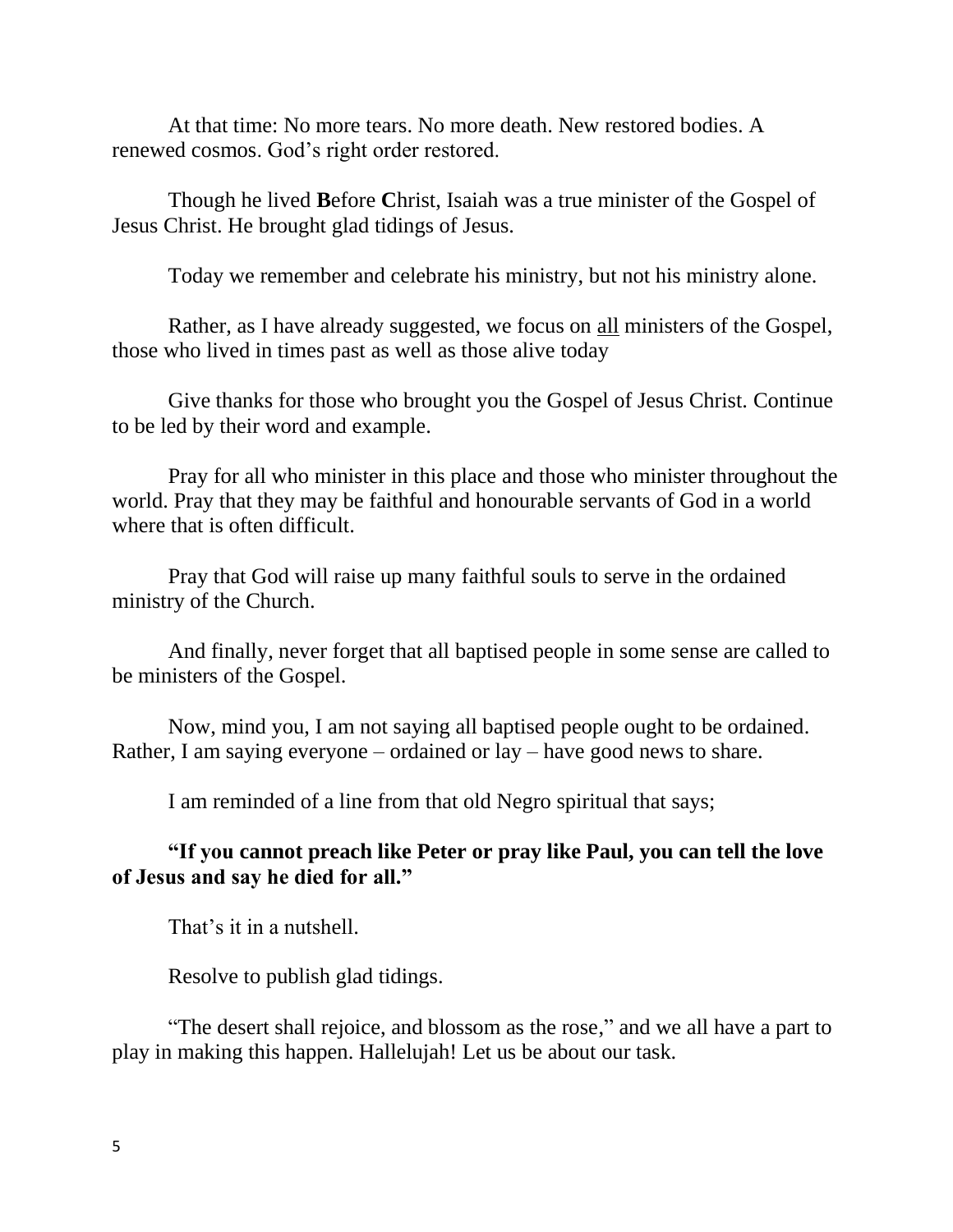At that time: No more tears. No more death. New restored bodies. A renewed cosmos. God's right order restored.

Though he lived **B**efore **C**hrist, Isaiah was a true minister of the Gospel of Jesus Christ. He brought glad tidings of Jesus.

Today we remember and celebrate his ministry, but not his ministry alone.

Rather, as I have already suggested, we focus on <u>all</u> ministers of the Gospel, those who lived in times past as well as those alive today

Give thanks for those who brought you the Gospel of Jesus Christ. Continue to be led by their word and example.

Pray for all who minister in this place and those who minister throughout the world. Pray that they may be faithful and honourable servants of God in a world where that is often difficult.

Pray that God will raise up many faithful souls to serve in the ordained ministry of the Church.

And finally, never forget that all baptised people in some sense are called to be ministers of the Gospel.

Now, mind you, I am not saying all baptised people ought to be ordained. Rather, I am saying everyone – ordained or lay – have good news to share.

I am reminded of a line from that old Negro spiritual that says;

**"If you cannot preach like Peter or pray like Paul, you can tell the love of Jesus and say he died for all."**

That's it in a nutshell.

Resolve to publish glad tidings.

"The desert shall rejoice, and blossom as the rose," and we all have a part to play in making this happen. Hallelujah! Let us be about our task.